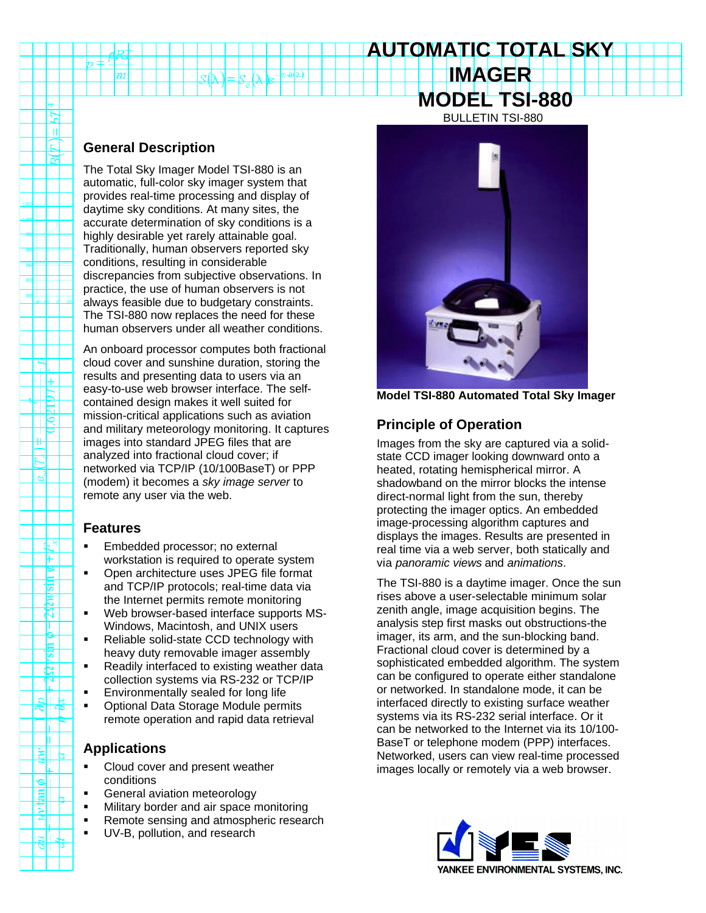# AUTOMATIC TOTAL SKY IMAGER MODEL TSI-880

BULLETIN TSI-880

## General Description

The Total Sky Imager Model TSI-880 is an automatic, full-color sky imager system that provides real-time processing and display of daytime sky conditions. At many sites, the accurate determination of sky conditions is a highly desirable yet rarely attainable goal. Traditionally, human observers reported sky conditions, resulting in considerable discrepancies from subjective observations. In practice, the use of human observers is not always feasible due to budgetary constraints. The TSI-880 now replaces the need for these human observers under all weather conditions.

An onboard processor computes both fractional cloud cover and sunshine duration, storing the results and presenting data to users via an easy-to-use web browser interface. The self-contained design makes it well suited for mission-critical applications such as aviation and military meteorology monitoring. It captures images into standard JPEG files that are analyzed into fractional cloud cover; if networked via TCP/IP (10/100BaseT) or PPP (modem) it becomes a *sky image server* to remote any user via the web.

## Features

- Embedded processor; no external workstation is required to operate system
- Open architecture uses JPEG file format and TCP/IP protocols; real-time data via the Internet permits remote monitoring
- Web browser-based interface supports MS-Windows, Macintosh, and UNIX users
- Reliable solid-state CCD technology with heavy duty removable imager assembly
- Readily interfaced to existing weather data collection systems via RS-232 or TCP/IP
- Environmentally sealed for long life
- Optional Data Storage Module permits remote operation and rapid data retrieval

## Applications

- Cloud cover and present weather conditions
- General aviation meteorology
- Military border and air space monitoring
- Remote sensing and atmospheric research
- UV-B, pollution, and research

**Model TSI-880 Automated Total Sky Imager**

## Principle of Operation

Images from the sky are captured via a solid-state CCD imager looking downward onto a heated, rotating hemispherical mirror. A shadowband on the mirror blocks the intense direct-normal light from the sun, thereby protecting the imager optics. An embedded image-processing algorithm captures and displays the images. Results are presented in real time via a web server, both statically and via *panoramic views* and *animations*.

The TSI-880 is a daytime imager. Once the sun rises above a user-selectable minimum solar zenith angle, image acquisition begins. The analysis step first masks out obstructions-the imager, its arm, and the sun-blocking band. Fractional cloud cover is determined by a sophisticated embedded algorithm. The system can be configured to operate either standalone or networked. In standalone mode, it can be interfaced directly to existing surface weather systems via its RS-232 serial interface. Or it can be networked to the Internet via its 10/100-BaseT or telephone modem (PPP) interfaces. Networked, users can view real-time processed images locally or remotely via a web browser.

YANKEE ENVIRONMENTAL SYSTEMS, INC.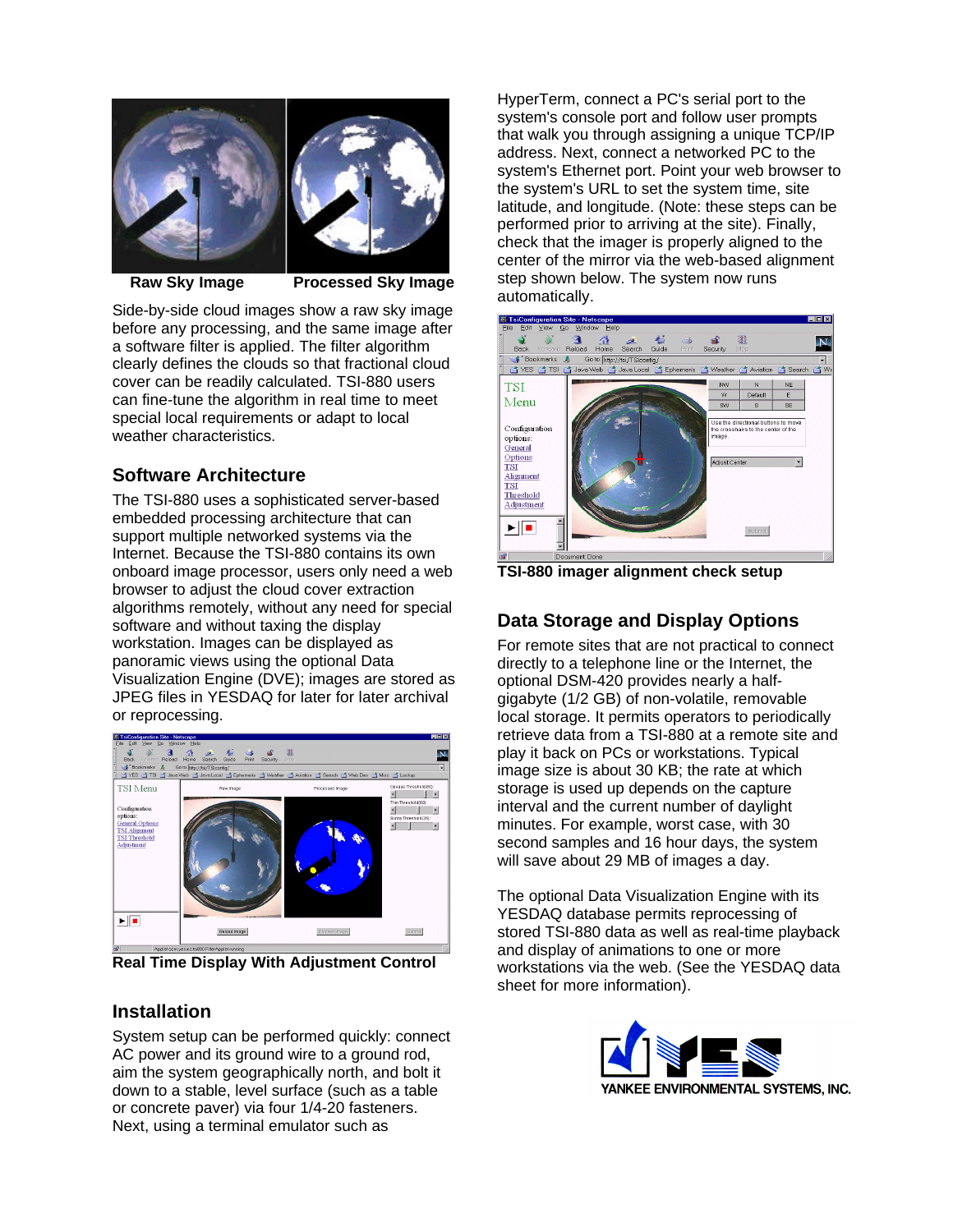**Raw Sky Image** **Processed Sky Image**

Side-by-side cloud images show a raw sky image before any processing, and the same image after a software filter is applied. The filter algorithm clearly defines the clouds so that fractional cloud cover can be readily calculated. TSI-880 users can fine-tune the algorithm in real time to meet special local requirements or adapt to local weather characteristics.

## Software Architecture

The TSI-880 uses a sophisticated server-based embedded processing architecture that can support multiple networked systems via the Internet. Because the TSI-880 contains its own onboard image processor, users only need a web browser to adjust the cloud cover extraction algorithms remotely, without any need for special software and without taxing the display workstation. Images can be displayed as panoramic views using the optional Data Visualization Engine (DVE); images are stored as JPEG files in YESDAQ for later for later archival or reprocessing.

**Real Time Display With Adjustment Control**

## Installation

System setup can be performed quickly: connect AC power and its ground wire to a ground rod, aim the system geographically north, and bolt it down to a stable, level surface (such as a table or concrete paver) via four 1/4-20 fasteners. Next, using a terminal emulator such as HyperTerm, connect a PC's serial port to the system's console port and follow user prompts that walk you through assigning a unique TCP/IP address. Next, connect a networked PC to the system's Ethernet port. Point your web browser to the system's URL to set the system time, site latitude, and longitude. (Note: these steps can be performed prior to arriving at the site). Finally, check that the imager is properly aligned to the center of the mirror via the web-based alignment step shown below. The system now runs automatically.

**TSI-880 imager alignment check setup**

## Data Storage and Display Options

For remote sites that are not practical to connect directly to a telephone line or the Internet, the optional DSM-420 provides nearly a half-gigabyte (1/2 GB) of non-volatile, removable local storage. It permits operators to periodically retrieve data from a TSI-880 at a remote site and play it back on PCs or workstations. Typical image size is about 30 KB; the rate at which storage is used up depends on the capture interval and the current number of daylight minutes. For example, worst case, with 30 second samples and 16 hour days, the system will save about 29 MB of images a day.

The optional Data Visualization Engine with its YESDAQ database permits reprocessing of stored TSI-880 data as well as real-time playback and display of animations to one or more workstations via the web. (See the YESDAQ data sheet for more information).

YANKEE ENVIRONMENTAL SYSTEMS, INC.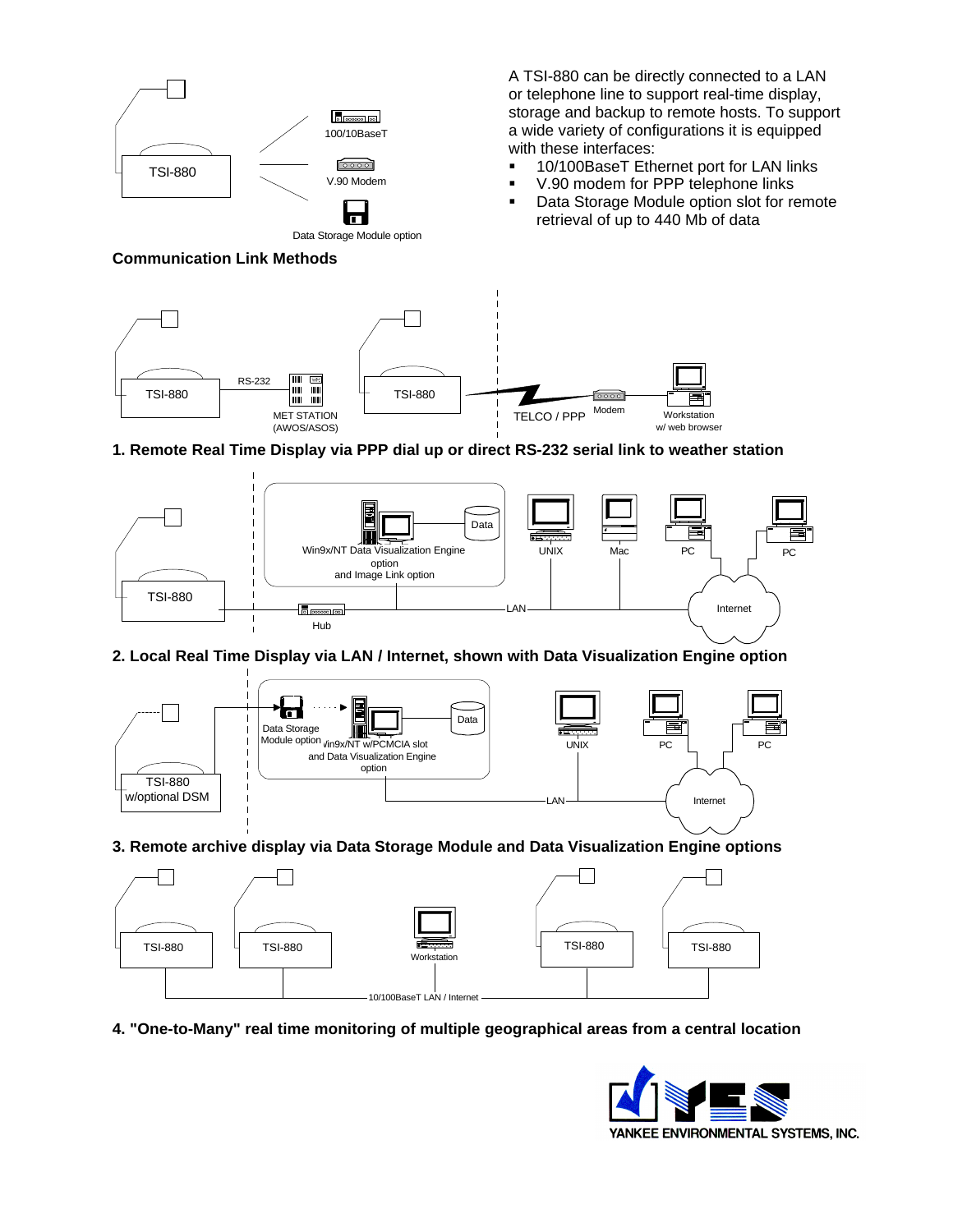A TSI-880 can be directly connected to a LAN or telephone line to support real-time display, storage and backup to remote hosts. To support a wide variety of configurations it is equipped with these interfaces:

- 10/100BaseT Ethernet port for LAN links
- V.90 modem for PPP telephone links
- Data Storage Module option slot for remote retrieval of up to 440 Mb of data

TSI-880

100/10BaseT

V.90 Modem

Data Storage Module option

**Communication Link Methods**

TSI-880 RS-232 MET STATION (AWOS/ASOS) TSI-880 TELCO / PPP Modem Workstation w/ web browser

**1. Remote Real Time Display via PPP dial up or direct RS-232 serial link to weather station**

TSI-880 Hub Win9x/NT Data Visualization Engine option and Image Link option Data LAN UNIX Mac PC PC Internet

**2. Local Real Time Display via LAN / Internet, shown with Data Visualization Engine option**

TSI-880 w/optional DSM Data Storage Module option Win9x/NT w/PCMCIA slot and Data Visualization Engine option Data LAN UNIX PC PC Internet

**3. Remote archive display via Data Storage Module and Data Visualization Engine options**

TSI-880 TSI-880 Workstation TSI-880 TSI-880 10/100BaseT LAN / Internet

**4. "One-to-Many" real time monitoring of multiple geographical areas from a central location**

YANKEE ENVIRONMENTAL SYSTEMS, INC.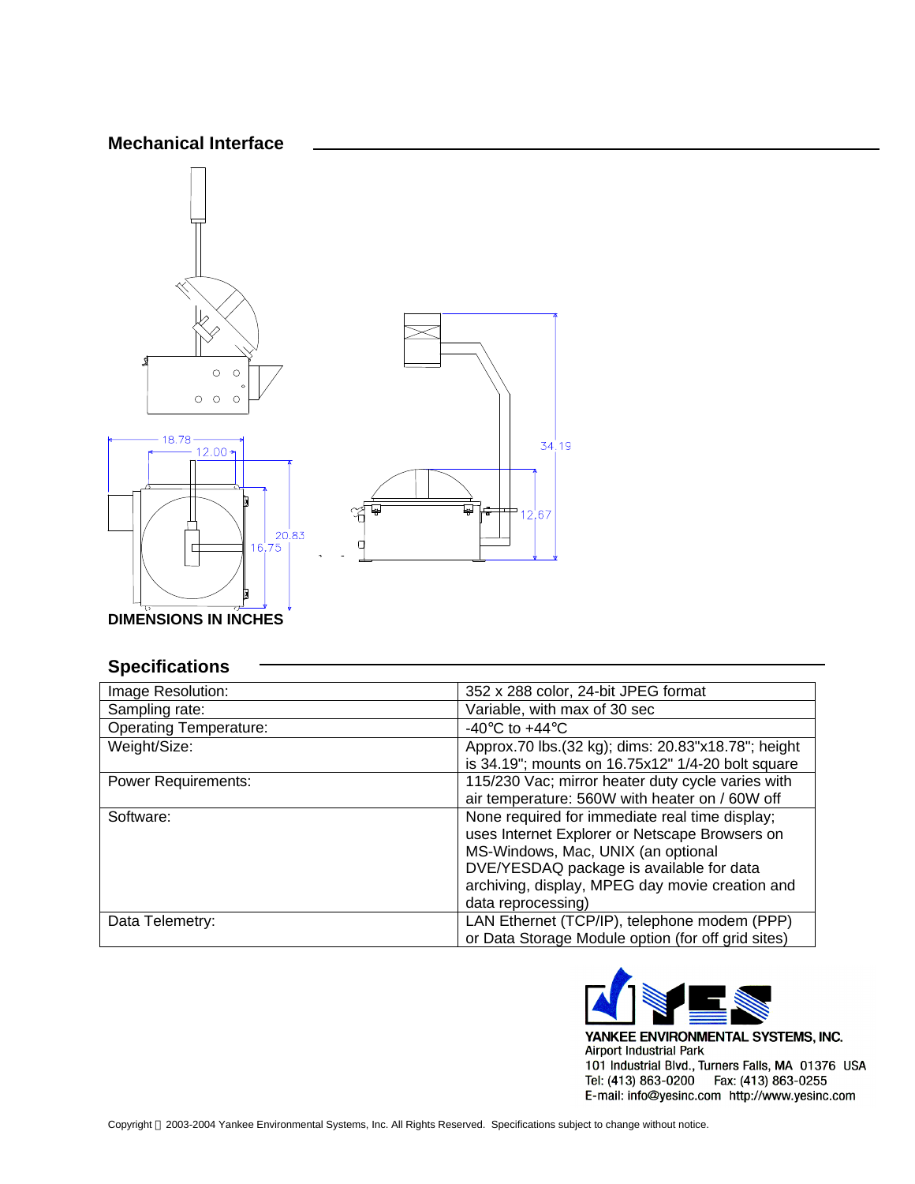## Mechanical Interface

18.78

12.00

20.83

16.75

34.19

12.67

**DIMENSIONS IN INCHES**

## Specifications

| | |
|---|---|
| Image Resolution: | 352 x 288 color, 24-bit JPEG format |
| Sampling rate: | Variable, with max of 30 sec |
| Operating Temperature: | -40°C to +44°C |
| Weight/Size: | Approx.70 lbs.(32 kg); dims: 20.83"x18.78"; height is 34.19"; mounts on 16.75x12" 1/4-20 bolt square |
| Power Requirements: | 115/230 Vac; mirror heater duty cycle varies with air temperature: 560W with heater on / 60W off |
| Software: | None required for immediate real time display; uses Internet Explorer or Netscape Browsers on MS-Windows, Mac, UNIX (an optional DVE/YESDAQ package is available for data archiving, display, MPEG day movie creation and data reprocessing) |
| Data Telemetry: | LAN Ethernet (TCP/IP), telephone modem (PPP) or Data Storage Module option (for off grid sites) |

**YANKEE ENVIRONMENTAL SYSTEMS, INC.**
Airport Industrial Park
101 Industrial Blvd., Turners Falls, MA 01376 USA
Tel: (413) 863-0200 Fax: (413) 863-0255
E-mail: info@yesinc.com http://www.yesinc.com

Copyright © 2003-2004 Yankee Environmental Systems, Inc. All Rights Reserved. Specifications subject to change without notice.